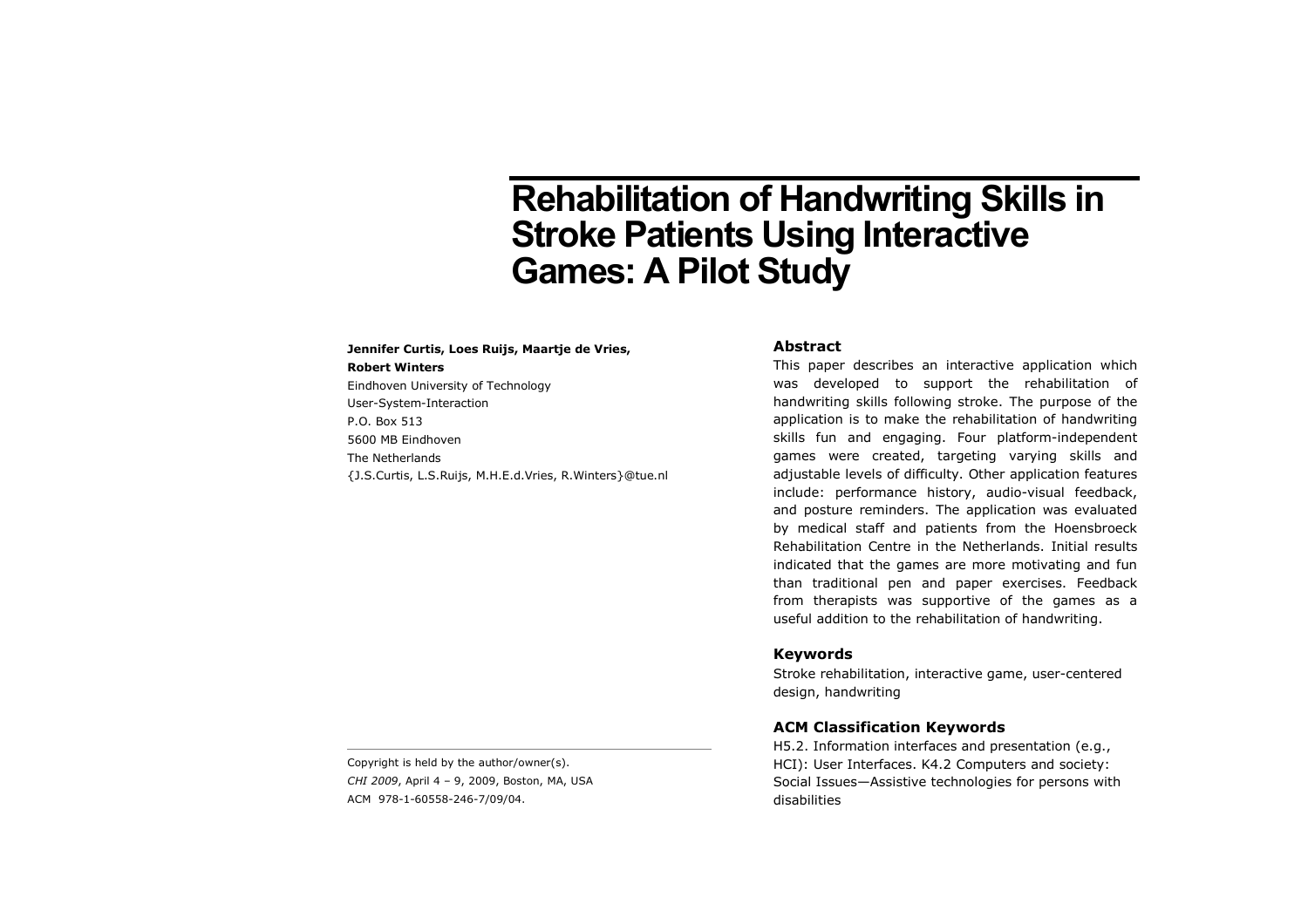# Rehabilitation of Handwriting Skills in Stroke Patients Using Interactive Games: A Pilot Study

**Jennifer Curtis, Loes Ruijs, Maartje de Vries, Robert Winters**

Eindhoven University of Technology
User-System-Interaction
P.O. Box 513
5600 MB Eindhoven
The Netherlands
{J.S.Curtis, L.S.Ruijs, M.H.E.d.Vries, R.Winters}@tue.nl

Copyright is held by the author/owner(s).
*CHI 2009*, April 4 – 9, 2009, Boston, MA, USA
ACM 978-1-60558-246-7/09/04.

## Abstract

This paper describes an interactive application which was developed to support the rehabilitation of handwriting skills following stroke. The purpose of the application is to make the rehabilitation of handwriting skills fun and engaging. Four platform-independent games were created, targeting varying skills and adjustable levels of difficulty. Other application features include: performance history, audio-visual feedback, and posture reminders. The application was evaluated by medical staff and patients from the Hoensbroeck Rehabilitation Centre in the Netherlands. Initial results indicated that the games are more motivating and fun than traditional pen and paper exercises. Feedback from therapists was supportive of the games as a useful addition to the rehabilitation of handwriting.

## Keywords

Stroke rehabilitation, interactive game, user-centered design, handwriting

## ACM Classification Keywords

H5.2. Information interfaces and presentation (e.g., HCI): User Interfaces. K4.2 Computers and society: Social Issues—Assistive technologies for persons with disabilities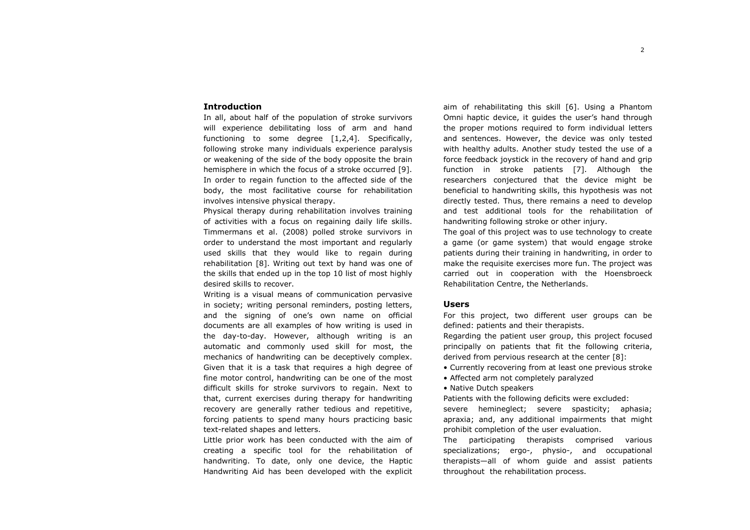## Introduction

In all, about half of the population of stroke survivors will experience debilitating loss of arm and hand functioning to some degree [1,2,4]. Specifically, following stroke many individuals experience paralysis or weakening of the side of the body opposite the brain hemisphere in which the focus of a stroke occurred [9]. In order to regain function to the affected side of the body, the most facilitative course for rehabilitation involves intensive physical therapy.

Physical therapy during rehabilitation involves training of activities with a focus on regaining daily life skills. Timmermans et al. (2008) polled stroke survivors in order to understand the most important and regularly used skills that they would like to regain during rehabilitation [8]. Writing out text by hand was one of the skills that ended up in the top 10 list of most highly desired skills to recover.

Writing is a visual means of communication pervasive in society; writing personal reminders, posting letters, and the signing of one's own name on official documents are all examples of how writing is used in the day-to-day. However, although writing is an automatic and commonly used skill for most, the mechanics of handwriting can be deceptively complex. Given that it is a task that requires a high degree of fine motor control, handwriting can be one of the most difficult skills for stroke survivors to regain. Next to that, current exercises during therapy for handwriting recovery are generally rather tedious and repetitive, forcing patients to spend many hours practicing basic text-related shapes and letters.

Little prior work has been conducted with the aim of creating a specific tool for the rehabilitation of handwriting. To date, only one device, the Haptic Handwriting Aid has been developed with the explicit aim of rehabilitating this skill [6]. Using a Phantom Omni haptic device, it guides the user's hand through the proper motions required to form individual letters and sentences. However, the device was only tested with healthy adults. Another study tested the use of a force feedback joystick in the recovery of hand and grip function in stroke patients [7]. Although the researchers conjectured that the device might be beneficial to handwriting skills, this hypothesis was not directly tested. Thus, there remains a need to develop and test additional tools for the rehabilitation of handwriting following stroke or other injury.

The goal of this project was to use technology to create a game (or game system) that would engage stroke patients during their training in handwriting, in order to make the requisite exercises more fun. The project was carried out in cooperation with the Hoensbroeck Rehabilitation Centre, the Netherlands.

## Users

For this project, two different user groups can be defined: patients and their therapists.

Regarding the patient user group, this project focused principally on patients that fit the following criteria, derived from pervious research at the center [8]:

- Currently recovering from at least one previous stroke
- Affected arm not completely paralyzed
- Native Dutch speakers

Patients with the following deficits were excluded: severe hemineglect; severe spasticity; aphasia; apraxia; and, any additional impairments that might prohibit completion of the user evaluation.

The participating therapists comprised various specializations; ergo-, physio-, and occupational therapists—all of whom guide and assist patients throughout the rehabilitation process.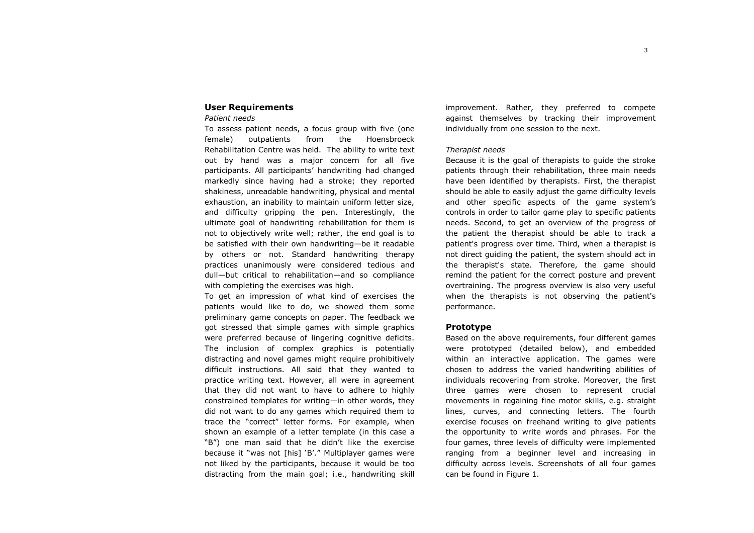## User Requirements

### *Patient needs*

To assess patient needs, a focus group with five (one female) outpatients from the Hoensbroeck Rehabilitation Centre was held. The ability to write text out by hand was a major concern for all five participants. All participants' handwriting had changed markedly since having had a stroke; they reported shakiness, unreadable handwriting, physical and mental exhaustion, an inability to maintain uniform letter size, and difficulty gripping the pen. Interestingly, the ultimate goal of handwriting rehabilitation for them is not to objectively write well; rather, the end goal is to be satisfied with their own handwriting—be it readable by others or not. Standard handwriting therapy practices unanimously were considered tedious and dull—but critical to rehabilitation—and so compliance with completing the exercises was high.

To get an impression of what kind of exercises the patients would like to do, we showed them some preliminary game concepts on paper. The feedback we got stressed that simple games with simple graphics were preferred because of lingering cognitive deficits. The inclusion of complex graphics is potentially distracting and novel games might require prohibitively difficult instructions. All said that they wanted to practice writing text. However, all were in agreement that they did not want to have to adhere to highly constrained templates for writing—in other words, they did not want to do any games which required them to trace the "correct" letter forms. For example, when shown an example of a letter template (in this case a "B") one man said that he didn't like the exercise because it "was not [his] 'B'." Multiplayer games were not liked by the participants, because it would be too distracting from the main goal; i.e., handwriting skill improvement. Rather, they preferred to compete against themselves by tracking their improvement individually from one session to the next.

### *Therapist needs*

Because it is the goal of therapists to guide the stroke patients through their rehabilitation, three main needs have been identified by therapists. First, the therapist should be able to easily adjust the game difficulty levels and other specific aspects of the game system's controls in order to tailor game play to specific patients needs. Second, to get an overview of the progress of the patient the therapist should be able to track a patient's progress over time. Third, when a therapist is not direct guiding the patient, the system should act in the therapist's state. Therefore, the game should remind the patient for the correct posture and prevent overtraining. The progress overview is also very useful when the therapists is not observing the patient's performance.

## Prototype

Based on the above requirements, four different games were prototyped (detailed below), and embedded within an interactive application. The games were chosen to address the varied handwriting abilities of individuals recovering from stroke. Moreover, the first three games were chosen to represent crucial movements in regaining fine motor skills, e.g. straight lines, curves, and connecting letters. The fourth exercise focuses on freehand writing to give patients the opportunity to write words and phrases. For the four games, three levels of difficulty were implemented ranging from a beginner level and increasing in difficulty across levels. Screenshots of all four games can be found in Figure 1.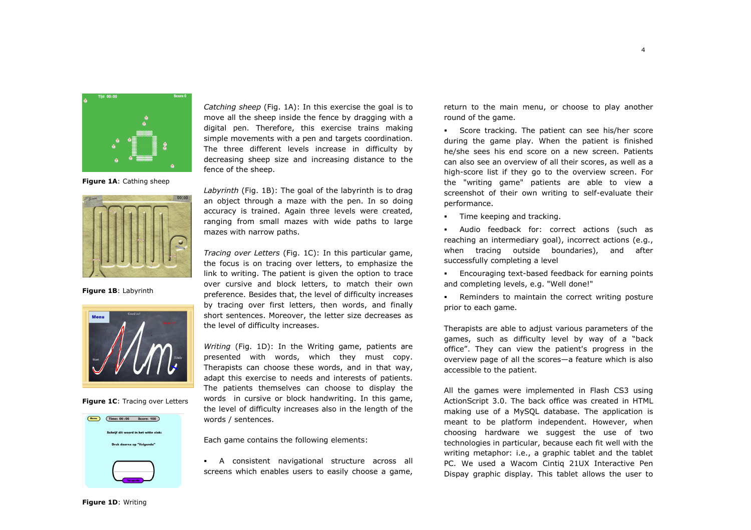Figure 1A: Cathing sheep

Figure 1B: Labyrinth

Figure 1C: Tracing over Letters

Figure 1D: Writing

*Catching sheep* (Fig. 1A): In this exercise the goal is to move all the sheep inside the fence by dragging with a digital pen. Therefore, this exercise trains making simple movements with a pen and targets coordination. The three different levels increase in difficulty by decreasing sheep size and increasing distance to the fence of the sheep.

*Labyrinth* (Fig. 1B): The goal of the labyrinth is to drag an object through a maze with the pen. In so doing accuracy is trained. Again three levels were created, ranging from small mazes with wide paths to large mazes with narrow paths.

*Tracing over Letters* (Fig. 1C): In this particular game, the focus is on tracing over letters, to emphasize the link to writing. The patient is given the option to trace over cursive and block letters, to match their own preference. Besides that, the level of difficulty increases by tracing over first letters, then words, and finally short sentences. Moreover, the letter size decreases as the level of difficulty increases.

*Writing* (Fig. 1D): In the Writing game, patients are presented with words, which they must copy. Therapists can choose these words, and in that way, adapt this exercise to needs and interests of patients. The patients themselves can choose to display the words in cursive or block handwriting. In this game, the level of difficulty increases also in the length of the words / sentences.

Each game contains the following elements:

- A consistent navigational structure across all screens which enables users to easily choose a game, return to the main menu, or choose to play another round of the game.
- Score tracking. The patient can see his/her score during the game play. When the patient is finished he/she sees his end score on a new screen. Patients can also see an overview of all their scores, as well as a high-score list if they go to the overview screen. For the "writing game" patients are able to view a screenshot of their own writing to self-evaluate their performance.
- Time keeping and tracking.
- Audio feedback for: correct actions (such as reaching an intermediary goal), incorrect actions (e.g., when tracing outside boundaries), and after successfully completing a level
- Encouraging text-based feedback for earning points and completing levels, e.g. "Well done!"
- Reminders to maintain the correct writing posture prior to each game.

Therapists are able to adjust various parameters of the games, such as difficulty level by way of a "back office". They can view the patient's progress in the overview page of all the scores—a feature which is also accessible to the patient.

All the games were implemented in Flash CS3 using ActionScript 3.0. The back office was created in HTML making use of a MySQL database. The application is meant to be platform independent. However, when choosing hardware we suggest the use of two technologies in particular, because each fit well with the writing metaphor: i.e., a graphic tablet and the tablet PC. We used a Wacom Cintiq 21UX Interactive Pen Dispay graphic display. This tablet allows the user to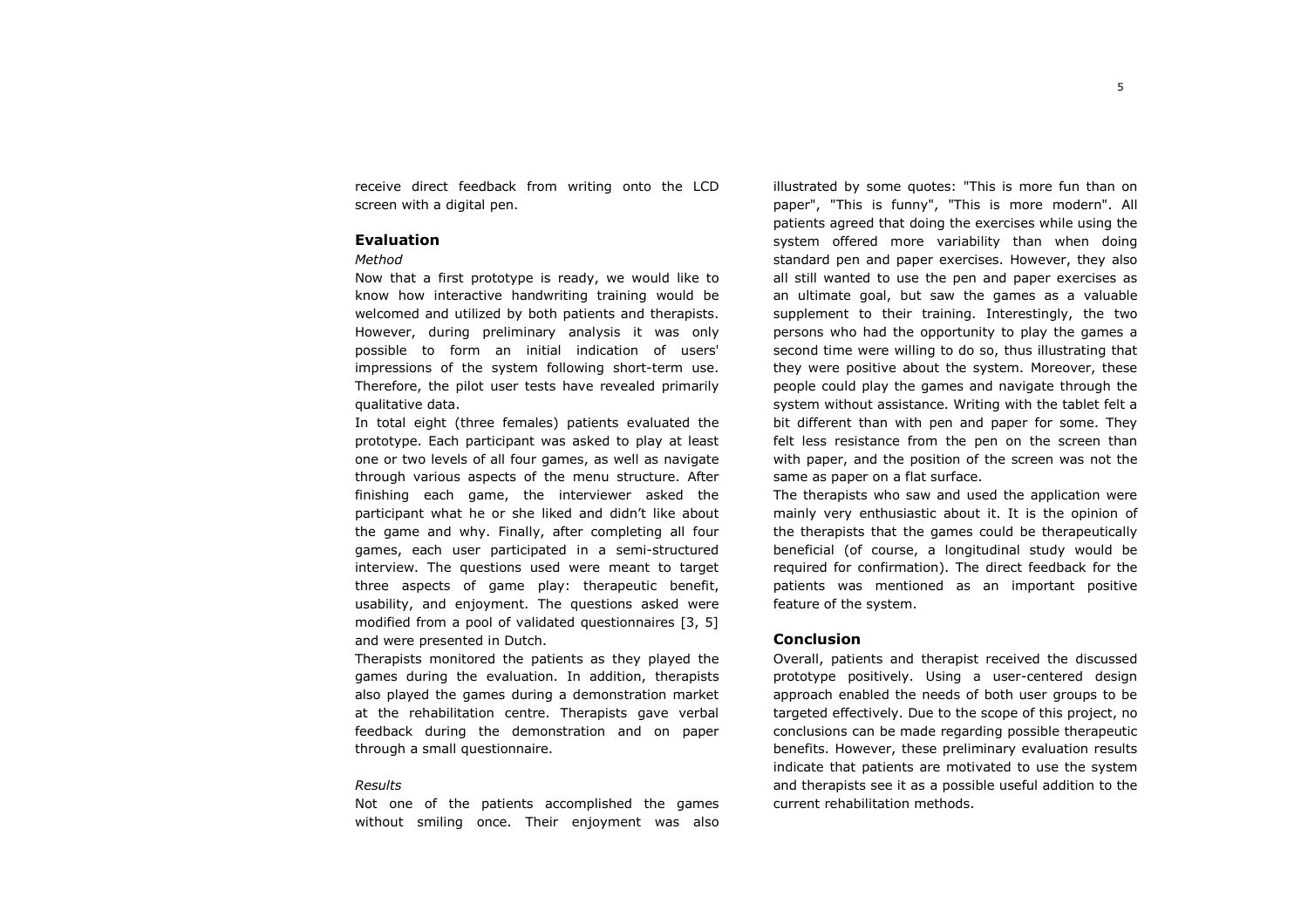receive direct feedback from writing onto the LCD screen with a digital pen.

## Evaluation

*Method*

Now that a first prototype is ready, we would like to know how interactive handwriting training would be welcomed and utilized by both patients and therapists. However, during preliminary analysis it was only possible to form an initial indication of users' impressions of the system following short-term use. Therefore, the pilot user tests have revealed primarily qualitative data.

In total eight (three females) patients evaluated the prototype. Each participant was asked to play at least one or two levels of all four games, as well as navigate through various aspects of the menu structure. After finishing each game, the interviewer asked the participant what he or she liked and didn't like about the game and why. Finally, after completing all four games, each user participated in a semi-structured interview. The questions used were meant to target three aspects of game play: therapeutic benefit, usability, and enjoyment. The questions asked were modified from a pool of validated questionnaires [3, 5] and were presented in Dutch.

Therapists monitored the patients as they played the games during the evaluation. In addition, therapists also played the games during a demonstration market at the rehabilitation centre. Therapists gave verbal feedback during the demonstration and on paper through a small questionnaire.

*Results*

Not one of the patients accomplished the games without smiling once. Their enjoyment was also illustrated by some quotes: "This is more fun than on paper", "This is funny", "This is more modern". All patients agreed that doing the exercises while using the system offered more variability than when doing standard pen and paper exercises. However, they also all still wanted to use the pen and paper exercises as an ultimate goal, but saw the games as a valuable supplement to their training. Interestingly, the two persons who had the opportunity to play the games a second time were willing to do so, thus illustrating that they were positive about the system. Moreover, these people could play the games and navigate through the system without assistance. Writing with the tablet felt a bit different than with pen and paper for some. They felt less resistance from the pen on the screen than with paper, and the position of the screen was not the same as paper on a flat surface.

The therapists who saw and used the application were mainly very enthusiastic about it. It is the opinion of the therapists that the games could be therapeutically beneficial (of course, a longitudinal study would be required for confirmation). The direct feedback for the patients was mentioned as an important positive feature of the system.

## Conclusion

Overall, patients and therapist received the discussed prototype positively. Using a user-centered design approach enabled the needs of both user groups to be targeted effectively. Due to the scope of this project, no conclusions can be made regarding possible therapeutic benefits. However, these preliminary evaluation results indicate that patients are motivated to use the system and therapists see it as a possible useful addition to the current rehabilitation methods.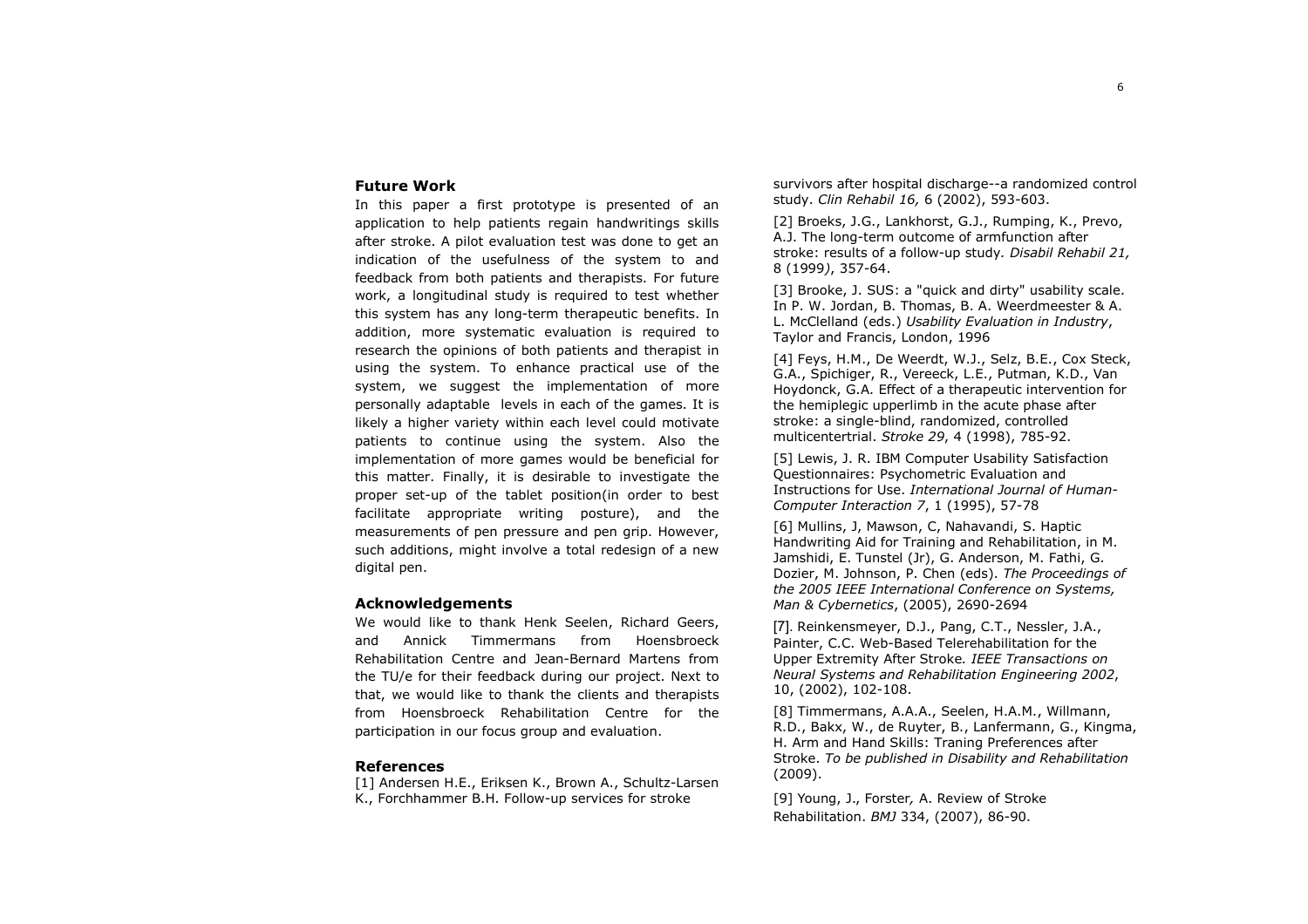## Future Work

In this paper a first prototype is presented of an application to help patients regain handwritings skills after stroke. A pilot evaluation test was done to get an indication of the usefulness of the system to and feedback from both patients and therapists. For future work, a longitudinal study is required to test whether this system has any long-term therapeutic benefits. In addition, more systematic evaluation is required to research the opinions of both patients and therapist in using the system. To enhance practical use of the system, we suggest the implementation of more personally adaptable levels in each of the games. It is likely a higher variety within each level could motivate patients to continue using the system. Also the implementation of more games would be beneficial for this matter. Finally, it is desirable to investigate the proper set-up of the tablet position(in order to best facilitate appropriate writing posture), and the measurements of pen pressure and pen grip. However, such additions, might involve a total redesign of a new digital pen.

## Acknowledgements

We would like to thank Henk Seelen, Richard Geers, and Annick Timmermans from Hoensbroeck Rehabilitation Centre and Jean-Bernard Martens from the TU/e for their feedback during our project. Next to that, we would like to thank the clients and therapists from Hoensbroeck Rehabilitation Centre for the participation in our focus group and evaluation.

## References

[1] Andersen H.E., Eriksen K., Brown A., Schultz-Larsen K., Forchhammer B.H. Follow-up services for stroke survivors after hospital discharge--a randomized control study. *Clin Rehabil 16,* 6 (2002), 593-603.

[2] Broeks, J.G., Lankhorst, G.J., Rumping, K., Prevo, A.J. The long-term outcome of armfunction after stroke: results of a follow-up study. *Disabil Rehabil 21,* 8 (1999), 357-64.

[3] Brooke, J. SUS: a "quick and dirty" usability scale. In P. W. Jordan, B. Thomas, B. A. Weerdmeester & A. L. McClelland (eds.) *Usability Evaluation in Industry*, Taylor and Francis, London, 1996

[4] Feys, H.M., De Weerdt, W.J., Selz, B.E., Cox Steck, G.A., Spichiger, R., Vereeck, L.E., Putman, K.D., Van Hoydonck, G.A. Effect of a therapeutic intervention for the hemiplegic upperlimb in the acute phase after stroke: a single-blind, randomized, controlled multicentertrial. *Stroke 29*, 4 (1998), 785-92.

[5] Lewis, J. R. IBM Computer Usability Satisfaction Questionnaires: Psychometric Evaluation and Instructions for Use. *International Journal of Human-Computer Interaction 7*, 1 (1995), 57-78

[6] Mullins, J, Mawson, C, Nahavandi, S. Haptic Handwriting Aid for Training and Rehabilitation, in M. Jamshidi, E. Tunstel (Jr), G. Anderson, M. Fathi, G. Dozier, M. Johnson, P. Chen (eds). *The Proceedings of the 2005 IEEE International Conference on Systems, Man & Cybernetics*, (2005), 2690-2694

[7]. Reinkensmeyer, D.J., Pang, C.T., Nessler, J.A., Painter, C.C. Web-Based Telerehabilitation for the Upper Extremity After Stroke. *IEEE Transactions on Neural Systems and Rehabilitation Engineering 2002*, 10, (2002), 102-108.

[8] Timmermans, A.A.A., Seelen, H.A.M., Willmann, R.D., Bakx, W., de Ruyter, B., Lanfermann, G., Kingma, H. Arm and Hand Skills: Traning Preferences after Stroke. *To be published in Disability and Rehabilitation* (2009).

[9] Young, J., Forster, A. Review of Stroke Rehabilitation. *BMJ* 334, (2007), 86-90.